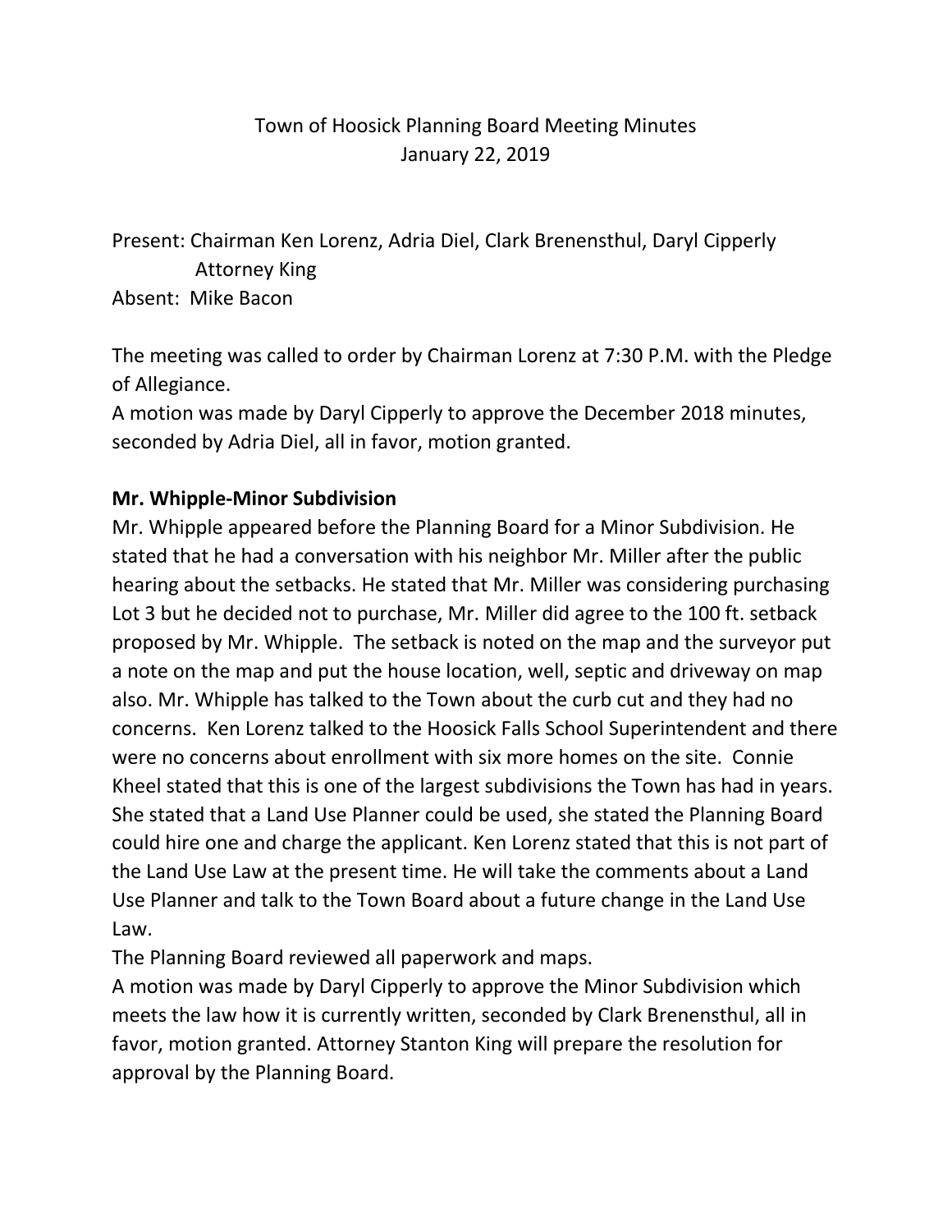# Town of Hoosick Planning Board Meeting Minutes
January 22, 2019

Present: Chairman Ken Lorenz, Adria Diel, Clark Brenensthul, Daryl Cipperly
Attorney King
Absent: Mike Bacon

The meeting was called to order by Chairman Lorenz at 7:30 P.M. with the Pledge of Allegiance.
A motion was made by Daryl Cipperly to approve the December 2018 minutes, seconded by Adria Diel, all in favor, motion granted.

**Mr. Whipple-Minor Subdivision**
Mr. Whipple appeared before the Planning Board for a Minor Subdivision. He stated that he had a conversation with his neighbor Mr. Miller after the public hearing about the setbacks. He stated that Mr. Miller was considering purchasing Lot 3 but he decided not to purchase, Mr. Miller did agree to the 100 ft. setback proposed by Mr. Whipple. The setback is noted on the map and the surveyor put a note on the map and put the house location, well, septic and driveway on map also. Mr. Whipple has talked to the Town about the curb cut and they had no concerns. Ken Lorenz talked to the Hoosick Falls School Superintendent and there were no concerns about enrollment with six more homes on the site. Connie Kheel stated that this is one of the largest subdivisions the Town has had in years. She stated that a Land Use Planner could be used, she stated the Planning Board could hire one and charge the applicant. Ken Lorenz stated that this is not part of the Land Use Law at the present time. He will take the comments about a Land Use Planner and talk to the Town Board about a future change in the Land Use Law.
The Planning Board reviewed all paperwork and maps.
A motion was made by Daryl Cipperly to approve the Minor Subdivision which meets the law how it is currently written, seconded by Clark Brenensthul, all in favor, motion granted. Attorney Stanton King will prepare the resolution for approval by the Planning Board.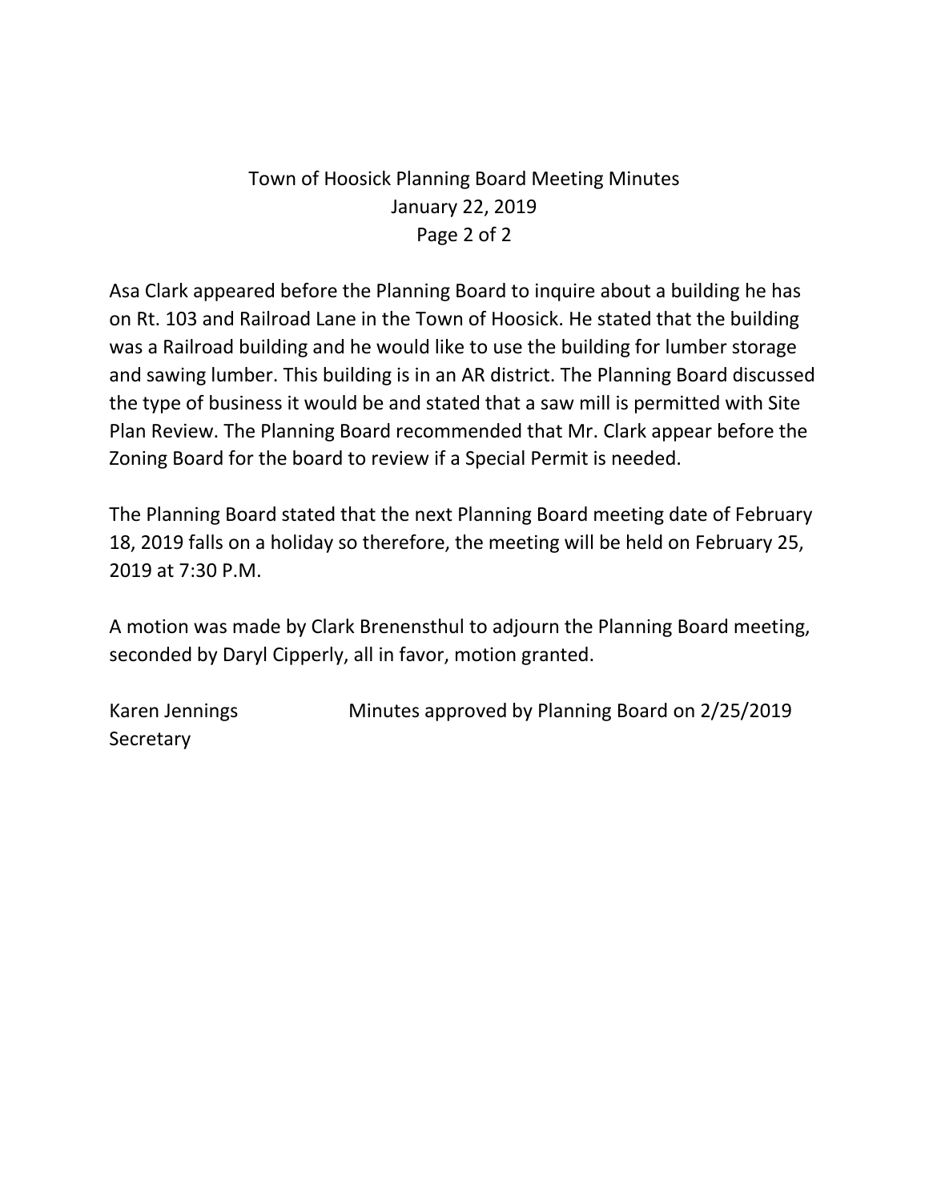# Town of Hoosick Planning Board Meeting Minutes

January 22, 2019

Asa Clark appeared before the Planning Board to inquire about a building he has on Rt. 103 and Railroad Lane in the Town of Hoosick. He stated that the building was a Railroad building and he would like to use the building for lumber storage and sawing lumber. This building is in an AR district. The Planning Board discussed the type of business it would be and stated that a saw mill is permitted with Site Plan Review. The Planning Board recommended that Mr. Clark appear before the Zoning Board for the board to review if a Special Permit is needed.

The Planning Board stated that the next Planning Board meeting date of February 18, 2019 falls on a holiday so therefore, the meeting will be held on February 25, 2019 at 7:30 P.M.

A motion was made by Clark Brenensthul to adjourn the Planning Board meeting, seconded by Daryl Cipperly, all in favor, motion granted.

Karen Jennings
Secretary

Minutes approved by Planning Board on 2/25/2019